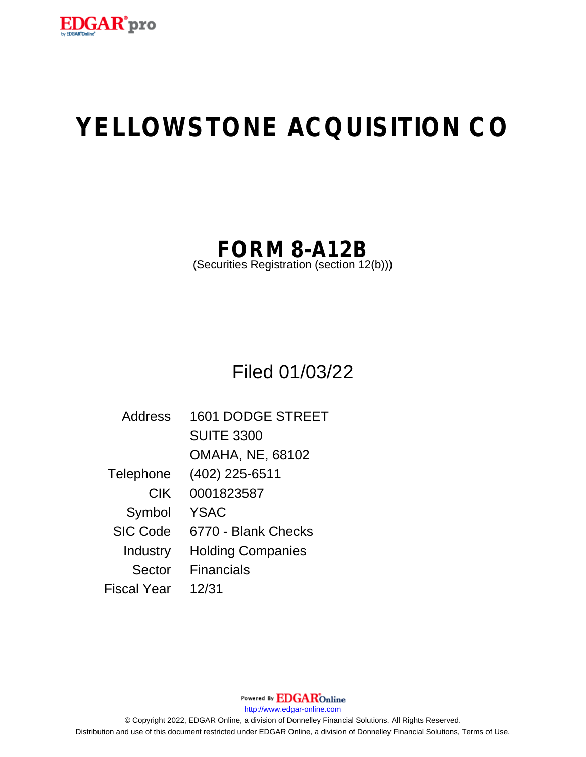# YELLOWSTONE ACQUISITION CO

## FORM 8-A12B

(Securities Registration (section 12(b)))

Filed 01/03/22

| | |
|---|---|
| Address | 1601 DODGE STREET |
| | SUITE 3300 |
| | OMAHA, NE, 68102 |
| Telephone | (402) 225-6511 |
| CIK | 0001823587 |
| Symbol | YSAC |
| SIC Code | 6770 - Blank Checks |
| Industry | Holding Companies |
| Sector | Financials |
| Fiscal Year | 12/31 |

Powered By EDGAROnline

http://www.edgar-online.com

© Copyright 2022, EDGAR Online, a division of Donnelley Financial Solutions. All Rights Reserved.

Distribution and use of this document restricted under EDGAR Online, a division of Donnelley Financial Solutions, Terms of Use.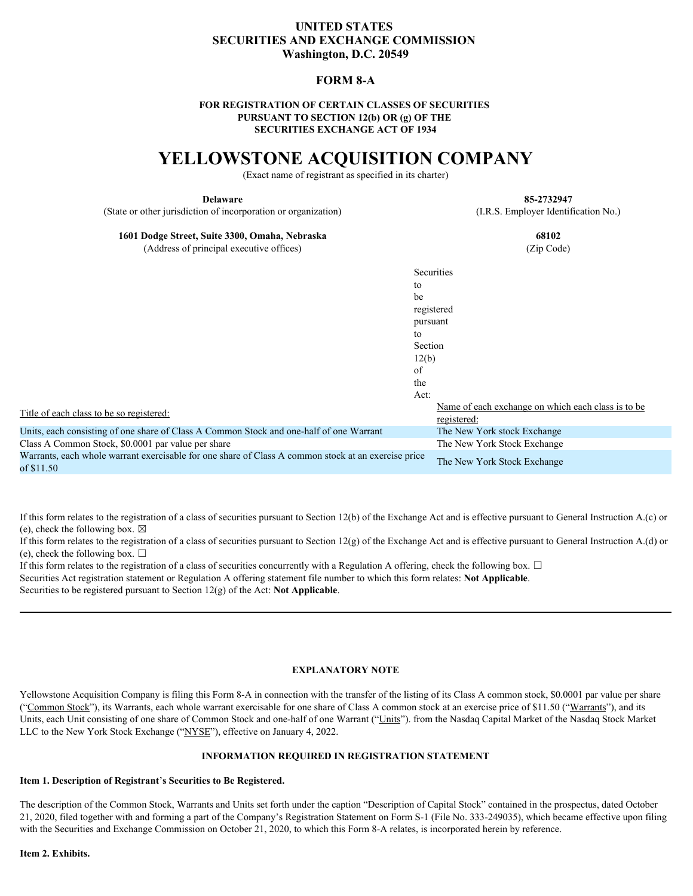**UNITED STATES**
**SECURITIES AND EXCHANGE COMMISSION**
**Washington, D.C. 20549**

**FORM 8-A**

**FOR REGISTRATION OF CERTAIN CLASSES OF SECURITIES PURSUANT TO SECTION 12(b) OR (g) OF THE SECURITIES EXCHANGE ACT OF 1934**

# YELLOWSTONE ACQUISITION COMPANY

(Exact name of registrant as specified in its charter)

| | |
|---|---|
| **Delaware** | **85-2732947** |
| (State or other jurisdiction of incorporation or organization) | (I.R.S. Employer Identification No.) |
| **1601 Dodge Street, Suite 3300, Omaha, Nebraska** | **68102** |
| (Address of principal executive offices) | (Zip Code) |

Securities to be registered pursuant to Section 12(b) of the Act:

| Title of each class to be so registered: | Name of each exchange on which each class is to be registered: |
|---|---|
| Units, each consisting of one share of Class A Common Stock and one-half of one Warrant | The New York stock Exchange |
| Class A Common Stock, $0.0001 par value per share | The New York Stock Exchange |
| Warrants, each whole warrant exercisable for one share of Class A common stock at an exercise price of $11.50 | The New York Stock Exchange |

If this form relates to the registration of a class of securities pursuant to Section 12(b) of the Exchange Act and is effective pursuant to General Instruction A.(c) or (e), check the following box. ☒

If this form relates to the registration of a class of securities pursuant to Section 12(g) of the Exchange Act and is effective pursuant to General Instruction A.(d) or (e), check the following box. ☐

If this form relates to the registration of a class of securities concurrently with a Regulation A offering, check the following box. ☐

Securities Act registration statement or Regulation A offering statement file number to which this form relates: **Not Applicable**.

Securities to be registered pursuant to Section 12(g) of the Act: **Not Applicable**.

---

**EXPLANATORY NOTE**

Yellowstone Acquisition Company is filing this Form 8-A in connection with the transfer of the listing of its Class A common stock, $0.0001 par value per share ("Common Stock"), its Warrants, each whole warrant exercisable for one share of Class A common stock at an exercise price of $11.50 ("Warrants"), and its Units, each Unit consisting of one share of Common Stock and one-half of one Warrant ("Units"). from the Nasdaq Capital Market of the Nasdaq Stock Market LLC to the New York Stock Exchange ("NYSE"), effective on January 4, 2022.

**INFORMATION REQUIRED IN REGISTRATION STATEMENT**

**Item 1. Description of Registrant's Securities to Be Registered.**

The description of the Common Stock, Warrants and Units set forth under the caption "Description of Capital Stock" contained in the prospectus, dated October 21, 2020, filed together with and forming a part of the Company's Registration Statement on Form S-1 (File No. 333-249035), which became effective upon filing with the Securities and Exchange Commission on October 21, 2020, to which this Form 8-A relates, is incorporated herein by reference.

**Item 2. Exhibits.**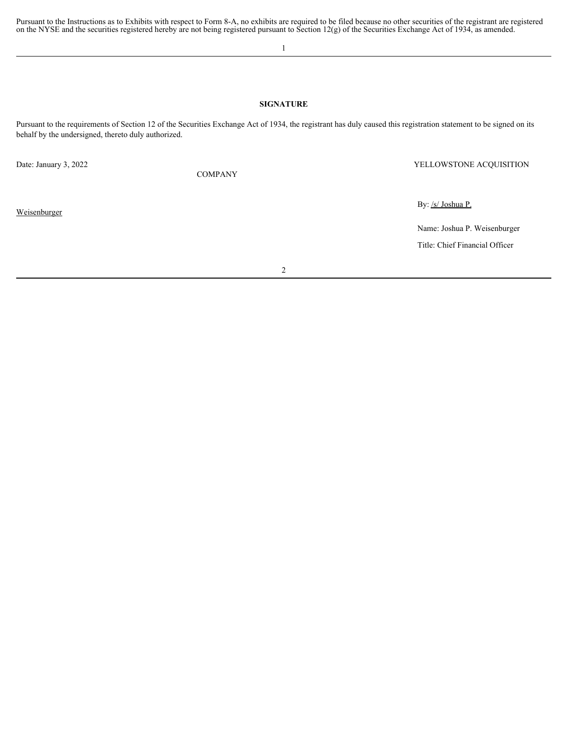Pursuant to the Instructions as to Exhibits with respect to Form 8-A, no exhibits are required to be filed because no other securities of the registrant are registered on the NYSE and the securities registered hereby are not being registered pursuant to Section 12(g) of the Securities Exchange Act of 1934, as amended.

## SIGNATURE

Pursuant to the requirements of Section 12 of the Securities Exchange Act of 1934, the registrant has duly caused this registration statement to be signed on its behalf by the undersigned, thereto duly authorized.

Date: January 3, 2022

YELLOWSTONE ACQUISITION COMPANY

By: /s/ Joshua P. Weisenburger

Name: Joshua P. Weisenburger

Title: Chief Financial Officer